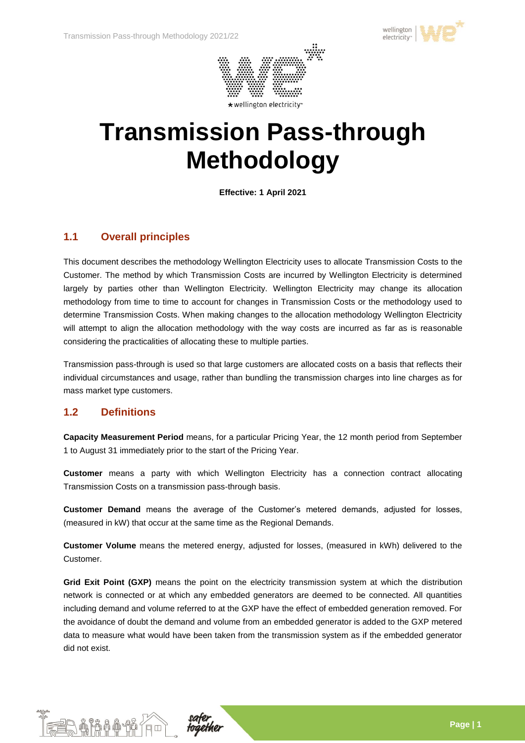# Transmission Pass-through Methodology

**Effective: 1 April 2021**

## 1.1 Overall principles

This document describes the methodology Wellington Electricity uses to allocate Transmission Costs to the Customer. The method by which Transmission Costs are incurred by Wellington Electricity is determined largely by parties other than Wellington Electricity. Wellington Electricity may change its allocation methodology from time to time to account for changes in Transmission Costs or the methodology used to determine Transmission Costs. When making changes to the allocation methodology Wellington Electricity will attempt to align the allocation methodology with the way costs are incurred as far as is reasonable considering the practicalities of allocating these to multiple parties.

Transmission pass-through is used so that large customers are allocated costs on a basis that reflects their individual circumstances and usage, rather than bundling the transmission charges into line charges as for mass market type customers.

## 1.2 Definitions

**Capacity Measurement Period** means, for a particular Pricing Year, the 12 month period from September 1 to August 31 immediately prior to the start of the Pricing Year.

**Customer** means a party with which Wellington Electricity has a connection contract allocating Transmission Costs on a transmission pass-through basis.

**Customer Demand** means the average of the Customer's metered demands, adjusted for losses, (measured in kW) that occur at the same time as the Regional Demands.

**Customer Volume** means the metered energy, adjusted for losses, (measured in kWh) delivered to the Customer.

**Grid Exit Point (GXP)** means the point on the electricity transmission system at which the distribution network is connected or at which any embedded generators are deemed to be connected. All quantities including demand and volume referred to at the GXP have the effect of embedded generation removed. For the avoidance of doubt the demand and volume from an embedded generator is added to the GXP metered data to measure what would have been taken from the transmission system as if the embedded generator did not exist.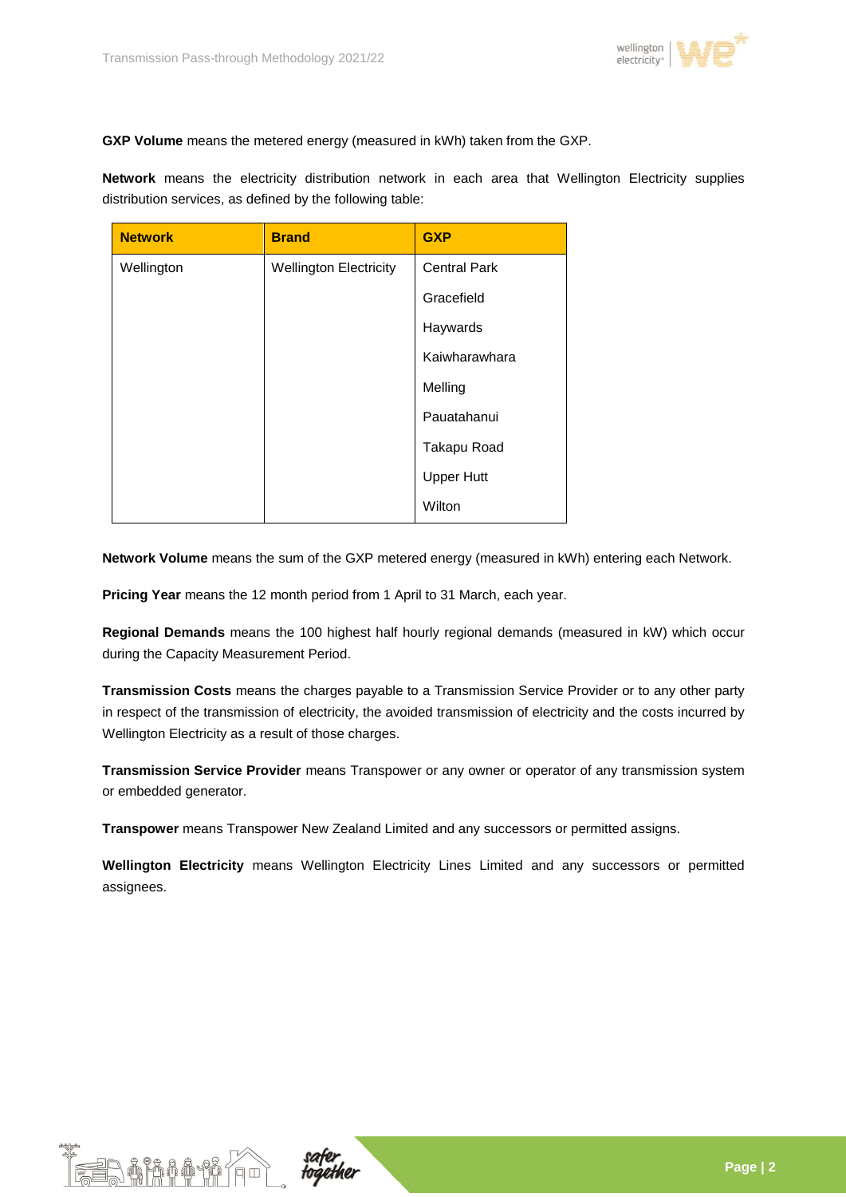**GXP Volume** means the metered energy (measured in kWh) taken from the GXP.

**Network** means the electricity distribution network in each area that Wellington Electricity supplies distribution services, as defined by the following table:

| Network | Brand | GXP |
|---|---|---|
| Wellington | Wellington Electricity | Central Park |
| | | Gracefield |
| | | Haywards |
| | | Kaiwharawhara |
| | | Melling |
| | | Pauatahanui |
| | | Takapu Road |
| | | Upper Hutt |
| | | Wilton |

**Network Volume** means the sum of the GXP metered energy (measured in kWh) entering each Network.

**Pricing Year** means the 12 month period from 1 April to 31 March, each year.

**Regional Demands** means the 100 highest half hourly regional demands (measured in kW) which occur during the Capacity Measurement Period.

**Transmission Costs** means the charges payable to a Transmission Service Provider or to any other party in respect of the transmission of electricity, the avoided transmission of electricity and the costs incurred by Wellington Electricity as a result of those charges.

**Transmission Service Provider** means Transpower or any owner or operator of any transmission system or embedded generator.

**Transpower** means Transpower New Zealand Limited and any successors or permitted assigns.

**Wellington Electricity** means Wellington Electricity Lines Limited and any successors or permitted assignees.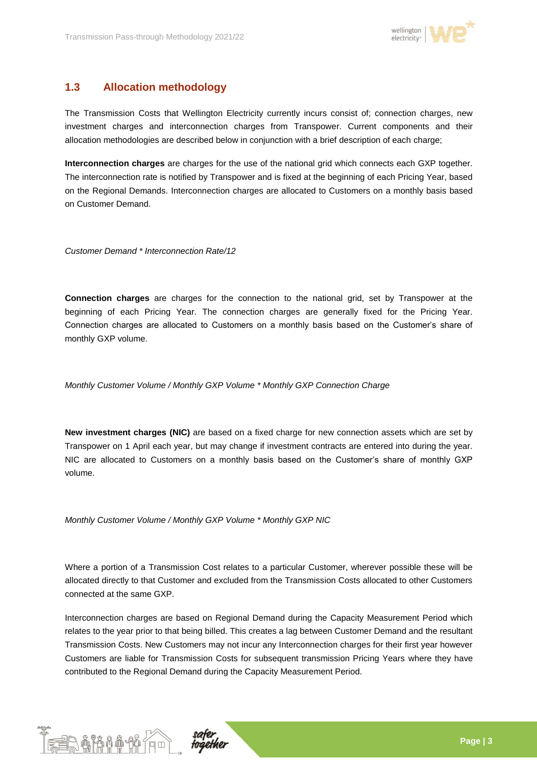## 1.3 Allocation methodology

The Transmission Costs that Wellington Electricity currently incurs consist of; connection charges, new investment charges and interconnection charges from Transpower. Current components and their allocation methodologies are described below in conjunction with a brief description of each charge;

**Interconnection charges** are charges for the use of the national grid which connects each GXP together. The interconnection rate is notified by Transpower and is fixed at the beginning of each Pricing Year, based on the Regional Demands. Interconnection charges are allocated to Customers on a monthly basis based on Customer Demand.

*Customer Demand * Interconnection Rate/12*

**Connection charges** are charges for the connection to the national grid, set by Transpower at the beginning of each Pricing Year. The connection charges are generally fixed for the Pricing Year. Connection charges are allocated to Customers on a monthly basis based on the Customer's share of monthly GXP volume.

*Monthly Customer Volume / Monthly GXP Volume * Monthly GXP Connection Charge*

**New investment charges (NIC)** are based on a fixed charge for new connection assets which are set by Transpower on 1 April each year, but may change if investment contracts are entered into during the year. NIC are allocated to Customers on a monthly basis based on the Customer's share of monthly GXP volume.

*Monthly Customer Volume / Monthly GXP Volume * Monthly GXP NIC*

Where a portion of a Transmission Cost relates to a particular Customer, wherever possible these will be allocated directly to that Customer and excluded from the Transmission Costs allocated to other Customers connected at the same GXP.

Interconnection charges are based on Regional Demand during the Capacity Measurement Period which relates to the year prior to that being billed. This creates a lag between Customer Demand and the resultant Transmission Costs. New Customers may not incur any Interconnection charges for their first year however Customers are liable for Transmission Costs for subsequent transmission Pricing Years where they have contributed to the Regional Demand during the Capacity Measurement Period.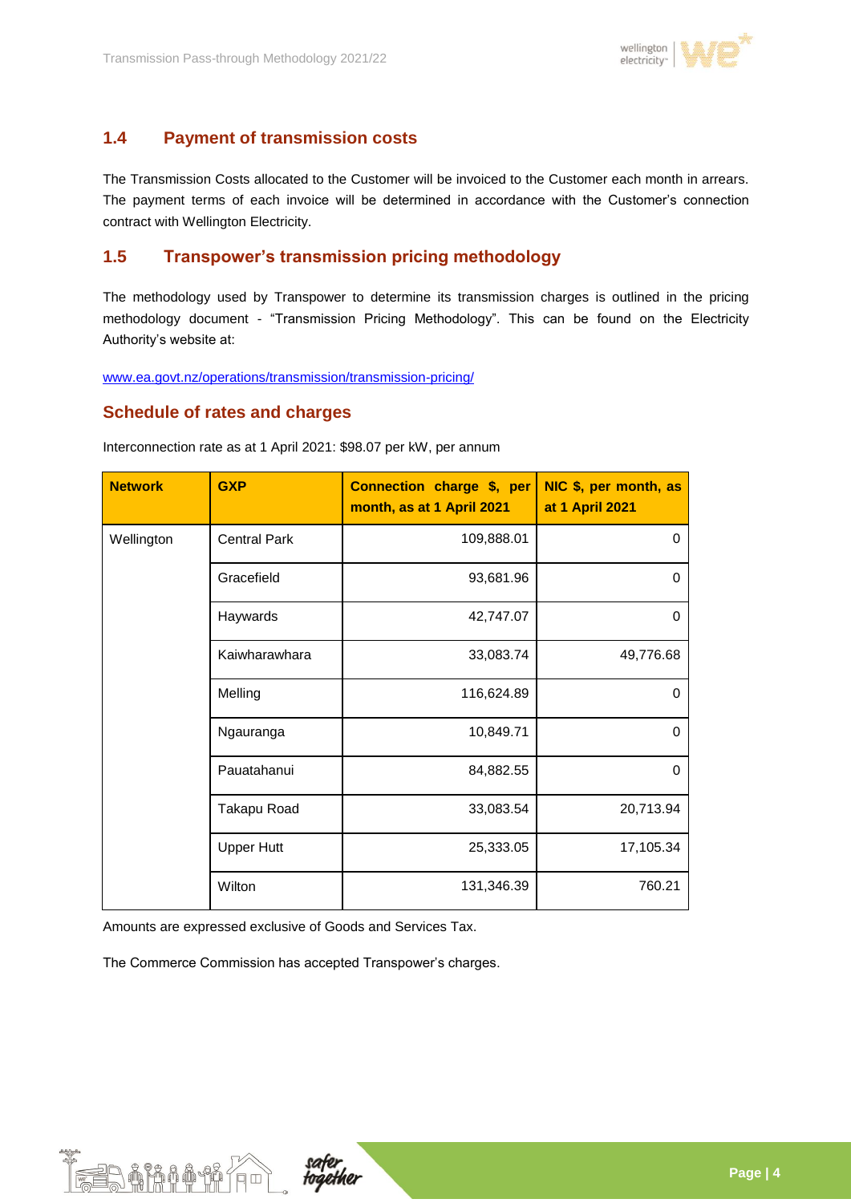## 1.4 Payment of transmission costs

The Transmission Costs allocated to the Customer will be invoiced to the Customer each month in arrears. The payment terms of each invoice will be determined in accordance with the Customer's connection contract with Wellington Electricity.

## 1.5 Transpower's transmission pricing methodology

The methodology used by Transpower to determine its transmission charges is outlined in the pricing methodology document - "Transmission Pricing Methodology". This can be found on the Electricity Authority's website at:

www.ea.govt.nz/operations/transmission/transmission-pricing/

## Schedule of rates and charges

Interconnection rate as at 1 April 2021: $98.07 per kW, per annum

| Network | GXP | Connection charge $, per month, as at 1 April 2021 | NIC $, per month, as at 1 April 2021 |
|---|---|---|---|
| Wellington | Central Park | 109,888.01 | 0 |
| | Gracefield | 93,681.96 | 0 |
| | Haywards | 42,747.07 | 0 |
| | Kaiwharawhara | 33,083.74 | 49,776.68 |
| | Melling | 116,624.89 | 0 |
| | Ngauranga | 10,849.71 | 0 |
| | Pauatahanui | 84,882.55 | 0 |
| | Takapu Road | 33,083.54 | 20,713.94 |
| | Upper Hutt | 25,333.05 | 17,105.34 |
| | Wilton | 131,346.39 | 760.21 |

Amounts are expressed exclusive of Goods and Services Tax.

The Commerce Commission has accepted Transpower's charges.